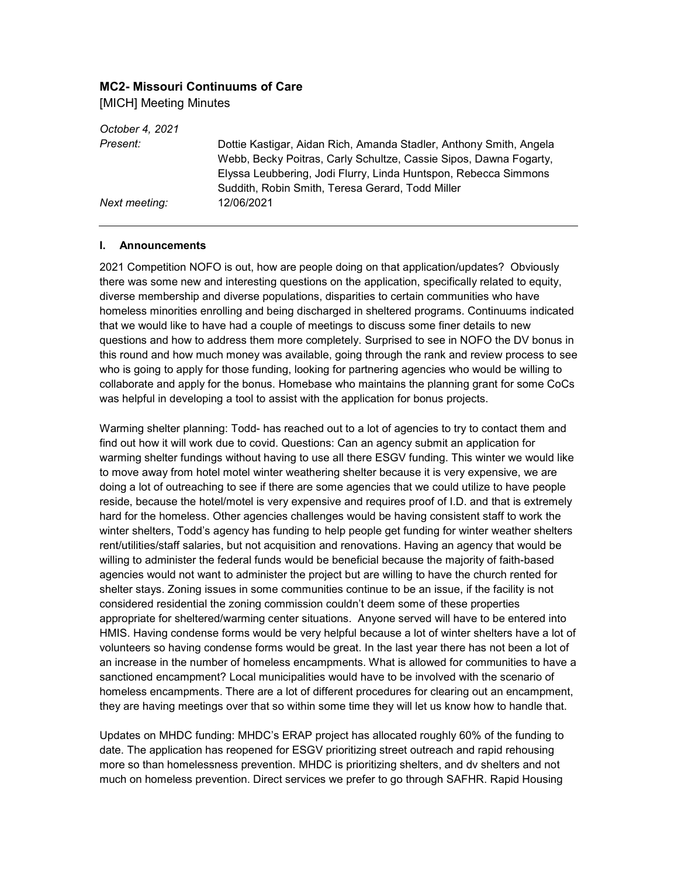**MC2- Missouri Continuums of Care**

[MICH] Meeting Minutes

| | |
|---|---|
| *October 4, 2021* | |
| *Present:* | Dottie Kastigar, Aidan Rich, Amanda Stadler, Anthony Smith, Angela Webb, Becky Poitras, Carly Schultze, Cassie Sipos, Dawna Fogarty, Elyssa Leubbering, Jodi Flurry, Linda Huntspon, Rebecca Simmons Suddith, Robin Smith, Teresa Gerard, Todd Miller |
| *Next meeting:* | 12/06/2021 |

---

### I. Announcements

2021 Competition NOFO is out, how are people doing on that application/updates? Obviously there was some new and interesting questions on the application, specifically related to equity, diverse membership and diverse populations, disparities to certain communities who have homeless minorities enrolling and being discharged in sheltered programs. Continuums indicated that we would like to have had a couple of meetings to discuss some finer details to new questions and how to address them more completely. Surprised to see in NOFO the DV bonus in this round and how much money was available, going through the rank and review process to see who is going to apply for those funding, looking for partnering agencies who would be willing to collaborate and apply for the bonus. Homebase who maintains the planning grant for some CoCs was helpful in developing a tool to assist with the application for bonus projects.

Warming shelter planning: Todd- has reached out to a lot of agencies to try to contact them and find out how it will work due to covid. Questions: Can an agency submit an application for warming shelter fundings without having to use all there ESGV funding. This winter we would like to move away from hotel motel winter weathering shelter because it is very expensive, we are doing a lot of outreaching to see if there are some agencies that we could utilize to have people reside, because the hotel/motel is very expensive and requires proof of I.D. and that is extremely hard for the homeless. Other agencies challenges would be having consistent staff to work the winter shelters, Todd's agency has funding to help people get funding for winter weather shelters rent/utilities/staff salaries, but not acquisition and renovations. Having an agency that would be willing to administer the federal funds would be beneficial because the majority of faith-based agencies would not want to administer the project but are willing to have the church rented for shelter stays. Zoning issues in some communities continue to be an issue, if the facility is not considered residential the zoning commission couldn't deem some of these properties appropriate for sheltered/warming center situations. Anyone served will have to be entered into HMIS. Having condense forms would be very helpful because a lot of winter shelters have a lot of volunteers so having condense forms would be great. In the last year there has not been a lot of an increase in the number of homeless encampments. What is allowed for communities to have a sanctioned encampment? Local municipalities would have to be involved with the scenario of homeless encampments. There are a lot of different procedures for clearing out an encampment, they are having meetings over that so within some time they will let us know how to handle that.

Updates on MHDC funding: MHDC's ERAP project has allocated roughly 60% of the funding to date. The application has reopened for ESGV prioritizing street outreach and rapid rehousing more so than homelessness prevention. MHDC is prioritizing shelters, and dv shelters and not much on homeless prevention. Direct services we prefer to go through SAFHR. Rapid Housing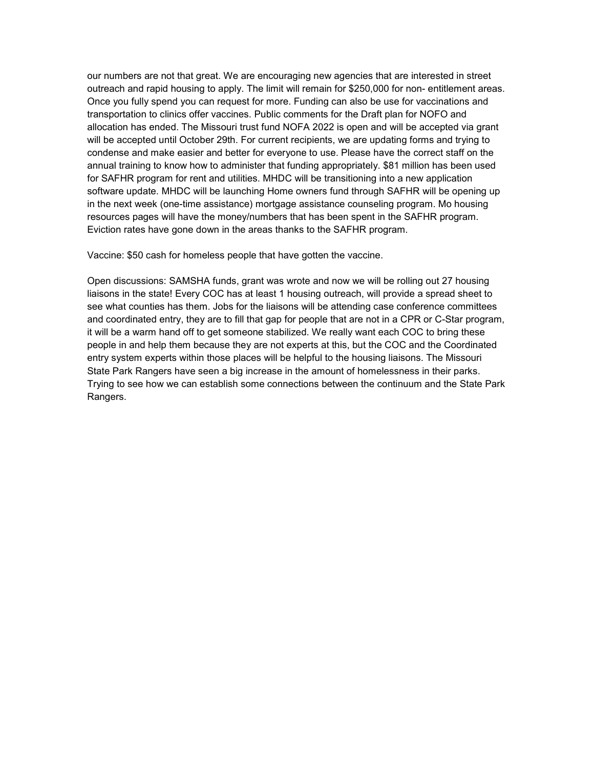our numbers are not that great. We are encouraging new agencies that are interested in street outreach and rapid housing to apply. The limit will remain for $250,000 for non- entitlement areas. Once you fully spend you can request for more. Funding can also be use for vaccinations and transportation to clinics offer vaccines. Public comments for the Draft plan for NOFO and allocation has ended. The Missouri trust fund NOFA 2022 is open and will be accepted via grant will be accepted until October 29th. For current recipients, we are updating forms and trying to condense and make easier and better for everyone to use. Please have the correct staff on the annual training to know how to administer that funding appropriately. $81 million has been used for SAFHR program for rent and utilities. MHDC will be transitioning into a new application software update. MHDC will be launching Home owners fund through SAFHR will be opening up in the next week (one-time assistance) mortgage assistance counseling program. Mo housing resources pages will have the money/numbers that has been spent in the SAFHR program. Eviction rates have gone down in the areas thanks to the SAFHR program.

Vaccine: $50 cash for homeless people that have gotten the vaccine.

Open discussions: SAMSHA funds, grant was wrote and now we will be rolling out 27 housing liaisons in the state! Every COC has at least 1 housing outreach, will provide a spread sheet to see what counties has them. Jobs for the liaisons will be attending case conference committees and coordinated entry, they are to fill that gap for people that are not in a CPR or C-Star program, it will be a warm hand off to get someone stabilized. We really want each COC to bring these people in and help them because they are not experts at this, but the COC and the Coordinated entry system experts within those places will be helpful to the housing liaisons. The Missouri State Park Rangers have seen a big increase in the amount of homelessness in their parks. Trying to see how we can establish some connections between the continuum and the State Park Rangers.